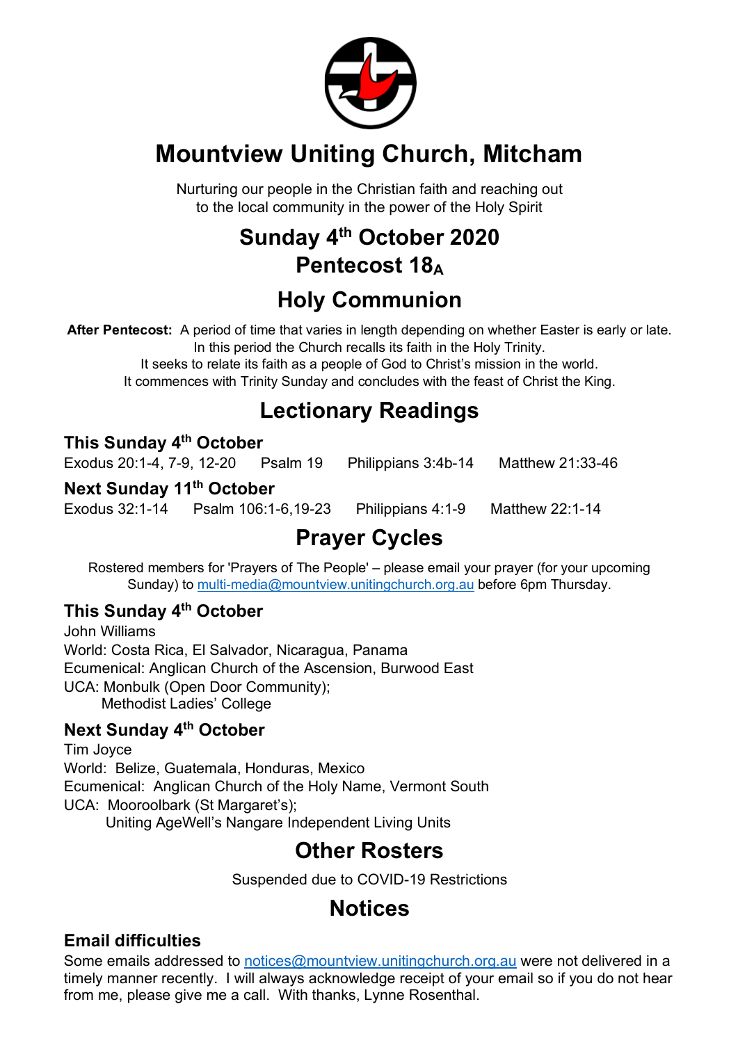# Mountview Uniting Church, Mitcham

Nurturing our people in the Christian faith and reaching out
to the local community in the power of the Holy Spirit

## Sunday 4th October 2020
## Pentecost 18$_A$

## Holy Communion

**After Pentecost:** A period of time that varies in length depending on whether Easter is early or late. In this period the Church recalls its faith in the Holy Trinity. It seeks to relate its faith as a people of God to Christ's mission in the world. It commences with Trinity Sunday and concludes with the feast of Christ the King.

## Lectionary Readings

### This Sunday 4th October

Exodus 20:1-4, 7-9, 12-20 Psalm 19 Philippians 3:4b-14 Matthew 21:33-46

### Next Sunday 11th October

Exodus 32:1-14 Psalm 106:1-6,19-23 Philippians 4:1-9 Matthew 22:1-14

## Prayer Cycles

Rostered members for 'Prayers of The People' – please email your prayer (for your upcoming Sunday) to multi-media@mountview.unitingchurch.org.au before 6pm Thursday.

### This Sunday 4th October

John Williams
World: Costa Rica, El Salvador, Nicaragua, Panama
Ecumenical: Anglican Church of the Ascension, Burwood East
UCA: Monbulk (Open Door Community);
Methodist Ladies' College

### Next Sunday 4th October

Tim Joyce
World: Belize, Guatemala, Honduras, Mexico
Ecumenical: Anglican Church of the Holy Name, Vermont South
UCA: Mooroolbark (St Margaret's);
Uniting AgeWell's Nangare Independent Living Units

## Other Rosters

Suspended due to COVID-19 Restrictions

## Notices

### Email difficulties

Some emails addressed to notices@mountview.unitingchurch.org.au were not delivered in a timely manner recently. I will always acknowledge receipt of your email so if you do not hear from me, please give me a call. With thanks, Lynne Rosenthal.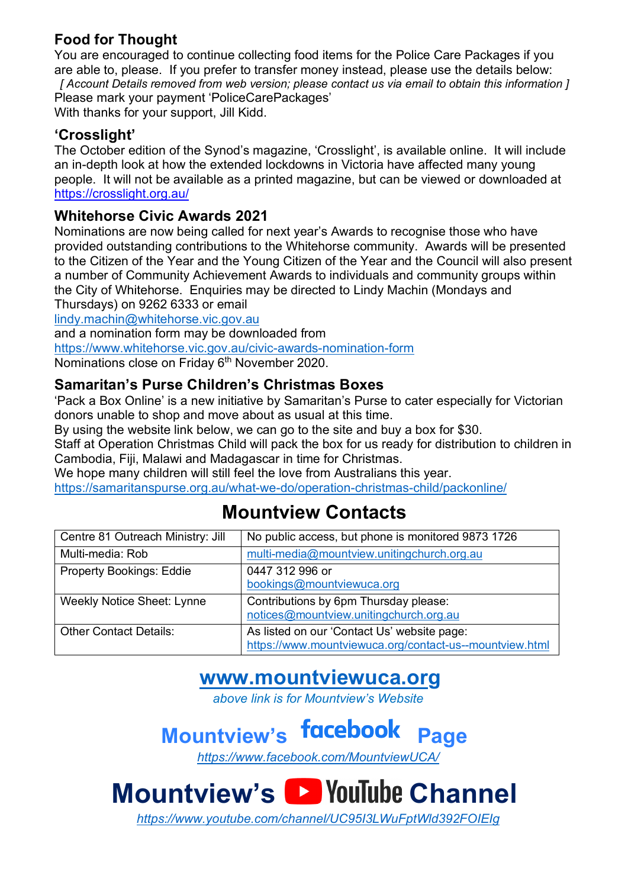## Food for Thought

You are encouraged to continue collecting food items for the Police Care Packages if you are able to, please. If you prefer to transfer money instead, please use the details below:

*[ Account Details removed from web version; please contact us via email to obtain this information ]*

Please mark your payment 'PoliceCarePackages'

With thanks for your support, Jill Kidd.

## 'Crosslight'

The October edition of the Synod's magazine, 'Crosslight', is available online. It will include an in-depth look at how the extended lockdowns in Victoria have affected many young people. It will not be available as a printed magazine, but can be viewed or downloaded at https://crosslight.org.au/

## Whitehorse Civic Awards 2021

Nominations are now being called for next year's Awards to recognise those who have provided outstanding contributions to the Whitehorse community. Awards will be presented to the Citizen of the Year and the Young Citizen of the Year and the Council will also present a number of Community Achievement Awards to individuals and community groups within the City of Whitehorse. Enquiries may be directed to Lindy Machin (Mondays and Thursdays) on 9262 6333 or email lindy.machin@whitehorse.vic.gov.au and a nomination form may be downloaded from https://www.whitehorse.vic.gov.au/civic-awards-nomination-form

Nominations close on Friday 6th November 2020.

## Samaritan's Purse Children's Christmas Boxes

'Pack a Box Online' is a new initiative by Samaritan's Purse to cater especially for Victorian donors unable to shop and move about as usual at this time.

By using the website link below, we can go to the site and buy a box for $30.

Staff at Operation Christmas Child will pack the box for us ready for distribution to children in Cambodia, Fiji, Malawi and Madagascar in time for Christmas.

We hope many children will still feel the love from Australians this year.

https://samaritanspurse.org.au/what-we-do/operation-christmas-child/packonline/

# Mountview Contacts

| | |
|---|---|
| Centre 81 Outreach Ministry: Jill | No public access, but phone is monitored 9873 1726 |
| Multi-media: Rob | multi-media@mountview.unitingchurch.org.au |
| Property Bookings: Eddie | 0447 312 996 or bookings@mountviewuca.org |
| Weekly Notice Sheet: Lynne | Contributions by 6pm Thursday please: notices@mountview.unitingchurch.org.au |
| Other Contact Details: | As listed on our 'Contact Us' website page: https://www.mountviewuca.org/contact-us--mountview.html |

## www.mountviewuca.org

*above link is for Mountview's Website*

## Mountview's facebook Page

*https://www.facebook.com/MountviewUCA/*

# Mountview's YouTube Channel

*https://www.youtube.com/channel/UC95I3LWuFptWld392FOIEIg*